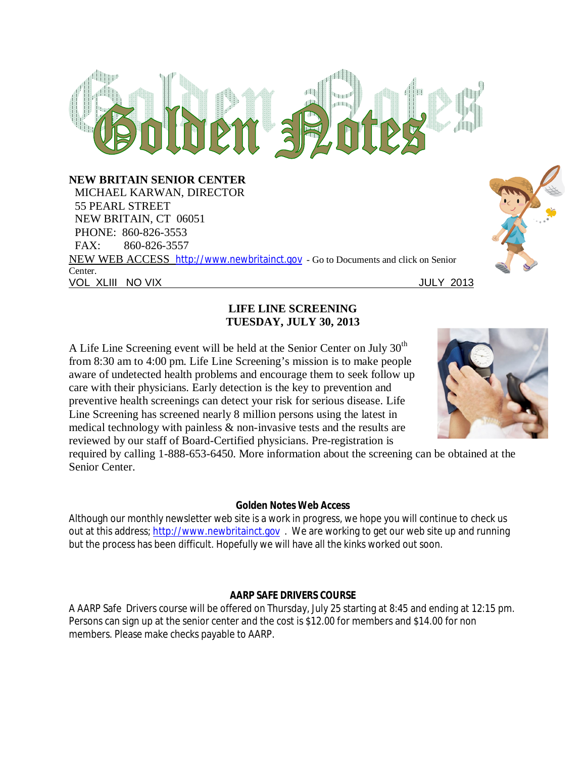# Golden Notes

**NEW BRITAIN SENIOR CENTER**
MICHAEL KARWAN, DIRECTOR
55 PEARL STREET
NEW BRITAIN, CT 06051
PHONE: 860-826-3553
FAX: 860-826-3557

NEW WEB ACCESS http://www.newbritainct.gov - Go to Documents and click on Senior Center.

VOL XLIII NO VIX — JULY 2013

## LIFE LINE SCREENING
## TUESDAY, JULY 30, 2013

A Life Line Screening event will be held at the Senior Center on July 30th from 8:30 am to 4:00 pm. Life Line Screening's mission is to make people aware of undetected health problems and encourage them to seek follow up care with their physicians. Early detection is the key to prevention and preventive health screenings can detect your risk for serious disease. Life Line Screening has screened nearly 8 million persons using the latest in medical technology with painless & non-invasive tests and the results are reviewed by our staff of Board-Certified physicians. Pre-registration is required by calling 1-888-653-6450. More information about the screening can be obtained at the Senior Center.

### Golden Notes Web Access

Although our monthly newsletter web site is a work in progress, we hope you will continue to check us out at this address; http://www.newbritainct.gov . We are working to get our web site up and running but the process has been difficult. Hopefully we will have all the kinks worked out soon.

### AARP SAFE DRIVERS COURSE

A AARP Safe Drivers course will be offered on Thursday, July 25 starting at 8:45 and ending at 12:15 pm. Persons can sign up at the senior center and the cost is $12.00 for members and $14.00 for non members. Please make checks payable to AARP.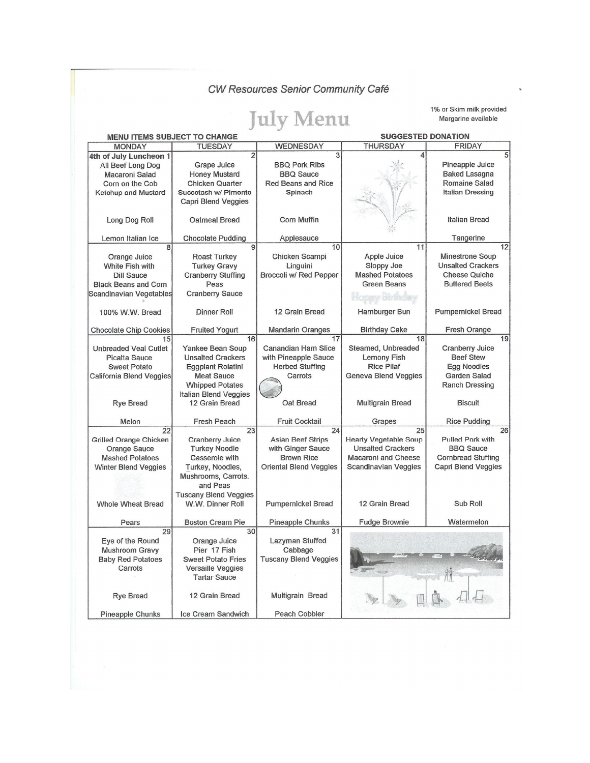# CW Resources Senior Community Café

## July Menu

1% or Skim milk provided
Margarine available

MENU ITEMS SUBJECT TO CHANGE

SUGGESTED DONATION

| MONDAY | TUESDAY | WEDNESDAY | THURSDAY | FRIDAY |
|---|---|---|---|---|
| **4th of July Luncheon 1**<br>All Beef Long Dog<br>Macaroni Salad<br>Corn on the Cob<br>Ketchup and Mustard<br><br>Long Dog Roll<br><br>Lemon Italian Ice | 2<br>Grape Juice<br>Honey Mustard<br>Chicken Quarter<br>Succotash w/ Pimento<br>Capri Blend Veggies<br><br>Oatmeal Bread<br><br>Chocolate Pudding | 3<br>BBQ Pork Ribs<br>BBQ Sauce<br>Red Beans and Rice<br>Spinach<br><br>Corn Muffin<br><br>Applesauce | 4 | 5<br>Pineapple Juice<br>Baked Lasagna<br>Romaine Salad<br>Italian Dressing<br><br>Italian Bread<br><br>Tangerine |
| 8<br>Orange Juice<br>White Fish with<br>Dill Sauce<br>Black Beans and Corn<br>Scandinavian Vegetables<br><br>100% W.W. Bread<br><br>Chocolate Chip Cookies | 9<br>Roast Turkey<br>Turkey Gravy<br>Cranberry Stuffing<br>Peas<br>Cranberry Sauce<br><br>Dinner Roll<br><br>Fruited Yogurt | 10<br>Chicken Scampi<br>Linguini<br>Broccoli w/ Red Pepper<br><br>12 Grain Bread<br><br>Mandarin Oranges | 11<br>Apple Juice<br>Sloppy Joe<br>Mashed Potatoes<br>Green Beans<br>Happy Birthday<br><br>Hamburger Bun<br><br>Birthday Cake | 12<br>Minestrone Soup<br>Unsalted Crackers<br>Cheese Quiche<br>Buttered Beets<br><br>Pumpernickel Bread<br><br>Fresh Orange |
| 15<br>Unbreaded Veal Cutlet<br>Picatta Sauce<br>Sweet Potato<br>California Blend Veggies<br><br>Rye Bread<br><br>Melon | 16<br>Yankee Bean Soup<br>Unsalted Crackers<br>Eggplant Rolatini<br>Meat Sauce<br>Whipped Potates<br>Italian Blend Veggies<br>12 Grain Bread<br><br>Fresh Peach | 17<br>Canandian Ham Slice<br>with Pineapple Sauce<br>Herbed Stuffing<br>Carrots<br><br>Oat Bread<br><br>Fruit Cocktail | 18<br>Steamed, Unbreaded<br>Lemony Fish<br>Rice Pilaf<br>Geneva Blend Veggies<br><br>Multigrain Bread<br><br>Grapes | 19<br>Cranberry Juice<br>Beef Stew<br>Egg Noodles<br>Garden Salad<br>Ranch Dressing<br><br>Biscuit<br><br>Rice Pudding |
| 22<br>Grilled Orange Chicken<br>Orange Sauce<br>Mashed Potatoes<br>Winter Blend Veggies<br><br>Whole Wheat Bread<br><br>Pears | 23<br>Cranberry Juice<br>Turkey Noodle<br>Casserole with<br>Turkey, Noodles,<br>Mushrooms, Carrots.<br>and Peas<br>Tuscany Blend Veggies<br>W.W. Dinner Roll<br><br>Boston Cream Pie | 24<br>Asian Beef Strips<br>with Ginger Sauce<br>Brown Rice<br>Oriental Blend Veggies<br><br>Pumpernickel Bread<br><br>Pineapple Chunks | 25<br>Hearty Vegetable Soup<br>Unsalted Crackers<br>Macaroni and Cheese<br>Scandinavian Veggies<br><br>12 Grain Bread<br><br>Fudge Brownie | 26<br>Pulled Pork with<br>BBQ Sauce<br>Cornbread Stuffing<br>Capri Blend Veggies<br><br>Sub Roll<br><br>Watermelon |
| 29<br>Eye of the Round<br>Mushroom Gravy<br>Baby Red Potatoes<br>Carrots<br><br>Rye Bread<br><br>Pineapple Chunks | 30<br>Orange Juice<br>Pier 17 Fish<br>Sweet Potato Fries<br>Versaille Veggies<br>Tartar Sauce<br><br>12 Grain Bread<br><br>Ice Cream Sandwich | 31<br>Lazyman Stuffed<br>Cabbage<br>Tuscany Blend Veggies<br><br>Multigrain Bread<br><br>Peach Cobbler | | |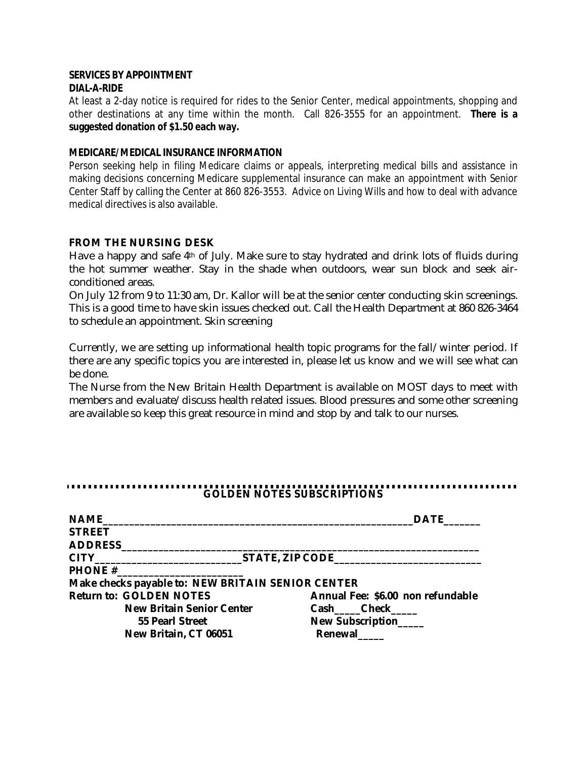## SERVICES BY APPOINTMENT

### DIAL-A-RIDE

At least a 2-day notice is required for rides to the Senior Center, medical appointments, shopping and other destinations at any time within the month. Call 826-3555 for an appointment. **There is a suggested donation of $1.50 each way.**

### MEDICARE/MEDICAL INSURANCE INFORMATION

Person seeking help in filing Medicare claims or appeals, interpreting medical bills and assistance in making decisions concerning Medicare supplemental insurance can make an appointment with Senior Center Staff by calling the Center at 860 826-3553. Advice on Living Wills and how to deal with advance medical directives is also available.

## FROM THE NURSING DESK

Have a happy and safe 4th of July. Make sure to stay hydrated and drink lots of fluids during the hot summer weather. Stay in the shade when outdoors, wear sun block and seek air-conditioned areas.

On July 12 from 9 to 11:30 am, Dr. Kallor will be at the senior center conducting skin screenings. This is a good time to have skin issues checked out. Call the Health Department at 860 826-3464 to schedule an appointment. Skin screening

Currently, we are setting up informational health topic programs for the fall/winter period. If there are any specific topics you are interested in, please let us know and we will see what can be done.

The Nurse from the New Britain Health Department is available on MOST days to meet with members and evaluate/discuss health related issues. Blood pressures and some other screening are available so keep this great resource in mind and stop by and talk to our nurses.

---

## GOLDEN NOTES SUBSCRIPTIONS

**NAME**\_\_\_\_\_\_\_\_\_\_\_\_\_\_\_\_\_\_\_\_\_\_\_\_\_\_\_\_\_\_\_\_\_\_\_\_\_\_\_\_\_\_\_\_\_\_\_\_\_\_\_\_\_\_\_\_\_\_ **DATE**\_\_\_\_\_\_\_

**STREET ADDRESS**\_\_\_\_\_\_\_\_\_\_\_\_\_\_\_\_\_\_\_\_\_\_\_\_\_\_\_\_\_\_\_\_\_\_\_\_\_\_\_\_\_\_\_\_\_\_\_\_\_\_\_\_\_\_\_\_\_\_\_\_\_\_\_\_

**CITY**\_\_\_\_\_\_\_\_\_\_\_\_\_\_\_\_\_\_\_\_\_\_\_\_\_\_\_\_ **STATE, ZIP CODE**\_\_\_\_\_\_\_\_\_\_\_\_\_\_\_\_\_\_\_\_\_\_\_\_\_\_\_\_

**PHONE #**\_\_\_\_\_\_\_\_\_\_\_\_\_\_\_\_\_\_\_\_\_\_\_\_

**Make checks payable to: NEW BRITAIN SENIOR CENTER**

**Return to: GOLDEN NOTES**
**New Britain Senior Center**
**55 Pearl Street**
**New Britain, CT 06051**

**Annual Fee: $6.00 non refundable**
**Cash\_\_\_\_\_Check\_\_\_\_\_**
**New Subscription\_\_\_\_\_**
**Renewal\_\_\_\_\_**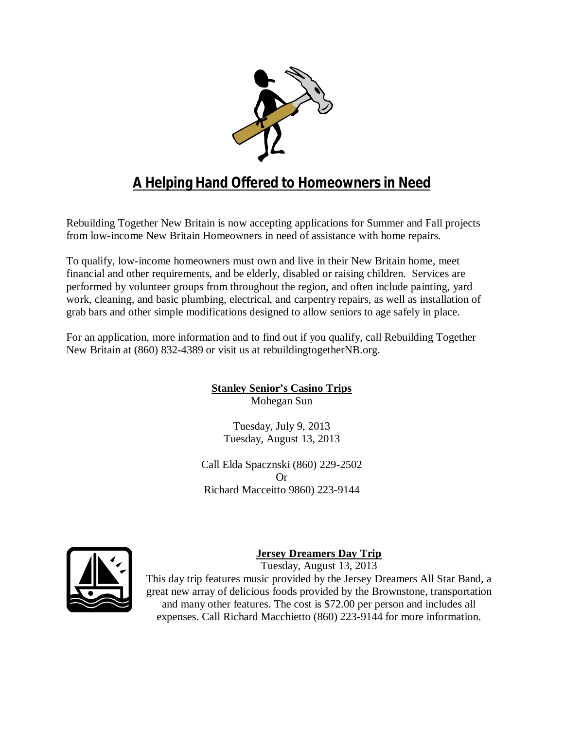## A Helping Hand Offered to Homeowners in Need

Rebuilding Together New Britain is now accepting applications for Summer and Fall projects from low-income New Britain Homeowners in need of assistance with home repairs.

To qualify, low-income homeowners must own and live in their New Britain home, meet financial and other requirements, and be elderly, disabled or raising children. Services are performed by volunteer groups from throughout the region, and often include painting, yard work, cleaning, and basic plumbing, electrical, and carpentry repairs, as well as installation of grab bars and other simple modifications designed to allow seniors to age safely in place.

For an application, more information and to find out if you qualify, call Rebuilding Together New Britain at (860) 832-4389 or visit us at rebuildingtogetherNB.org.

**Stanley Senior's Casino Trips**

Mohegan Sun

Tuesday, July 9, 2013

Tuesday, August 13, 2013

Call Elda Spacznski (860) 229-2502

Or

Richard Macceitto 9860) 223-9144

**Jersey Dreamers Day Trip**

Tuesday, August 13, 2013

This day trip features music provided by the Jersey Dreamers All Star Band, a great new array of delicious foods provided by the Brownstone, transportation and many other features. The cost is $72.00 per person and includes all expenses. Call Richard Macchietto (860) 223-9144 for more information.